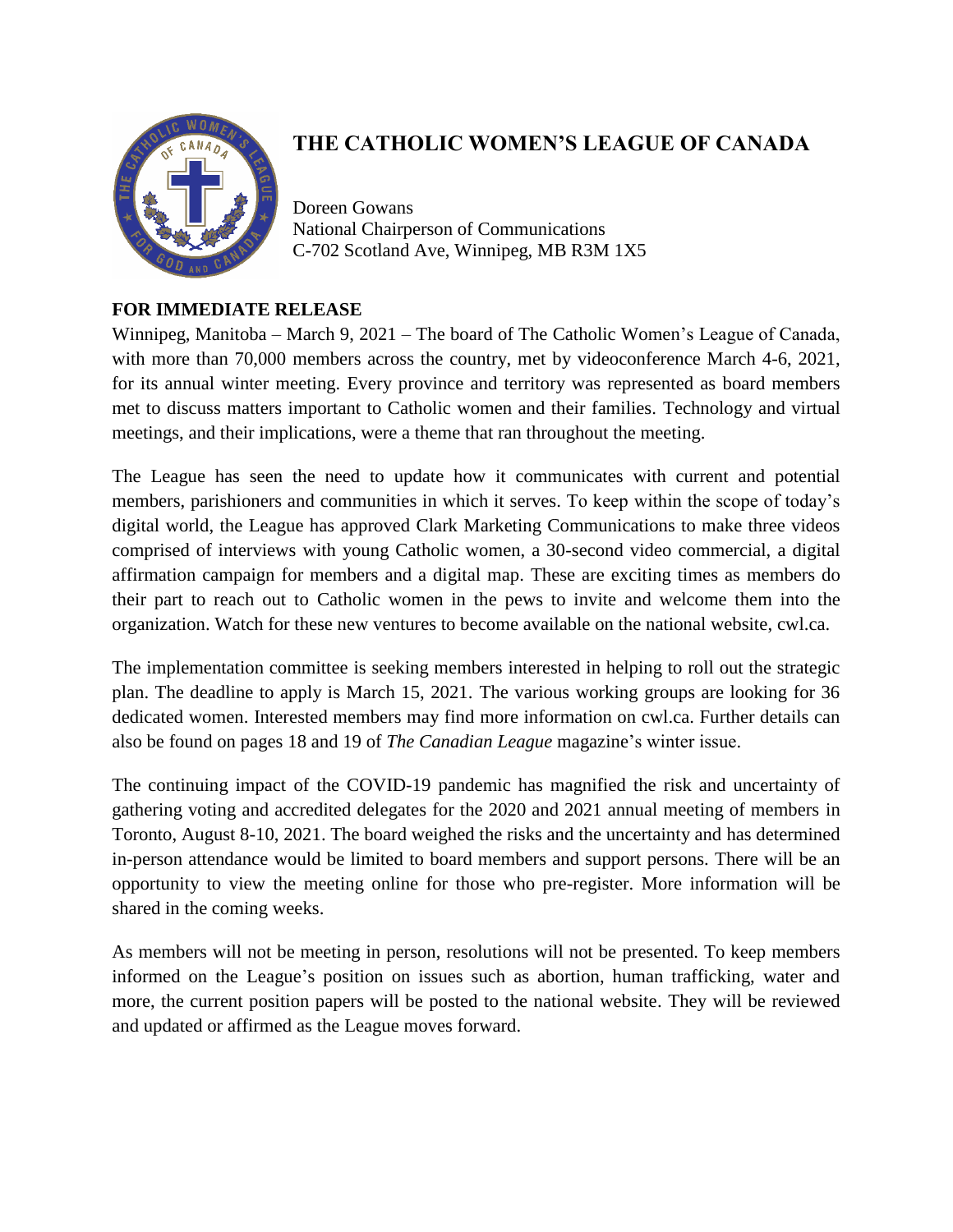# THE CATHOLIC WOMEN'S LEAGUE OF CANADA

Doreen Gowans
National Chairperson of Communications
C-702 Scotland Ave, Winnipeg, MB R3M 1X5

**FOR IMMEDIATE RELEASE**

Winnipeg, Manitoba – March 9, 2021 – The board of The Catholic Women's League of Canada, with more than 70,000 members across the country, met by videoconference March 4-6, 2021, for its annual winter meeting. Every province and territory was represented as board members met to discuss matters important to Catholic women and their families. Technology and virtual meetings, and their implications, were a theme that ran throughout the meeting.

The League has seen the need to update how it communicates with current and potential members, parishioners and communities in which it serves. To keep within the scope of today's digital world, the League has approved Clark Marketing Communications to make three videos comprised of interviews with young Catholic women, a 30-second video commercial, a digital affirmation campaign for members and a digital map. These are exciting times as members do their part to reach out to Catholic women in the pews to invite and welcome them into the organization. Watch for these new ventures to become available on the national website, cwl.ca.

The implementation committee is seeking members interested in helping to roll out the strategic plan. The deadline to apply is March 15, 2021. The various working groups are looking for 36 dedicated women. Interested members may find more information on cwl.ca. Further details can also be found on pages 18 and 19 of *The Canadian League* magazine's winter issue.

The continuing impact of the COVID-19 pandemic has magnified the risk and uncertainty of gathering voting and accredited delegates for the 2020 and 2021 annual meeting of members in Toronto, August 8-10, 2021. The board weighed the risks and the uncertainty and has determined in-person attendance would be limited to board members and support persons. There will be an opportunity to view the meeting online for those who pre-register. More information will be shared in the coming weeks.

As members will not be meeting in person, resolutions will not be presented. To keep members informed on the League's position on issues such as abortion, human trafficking, water and more, the current position papers will be posted to the national website. They will be reviewed and updated or affirmed as the League moves forward.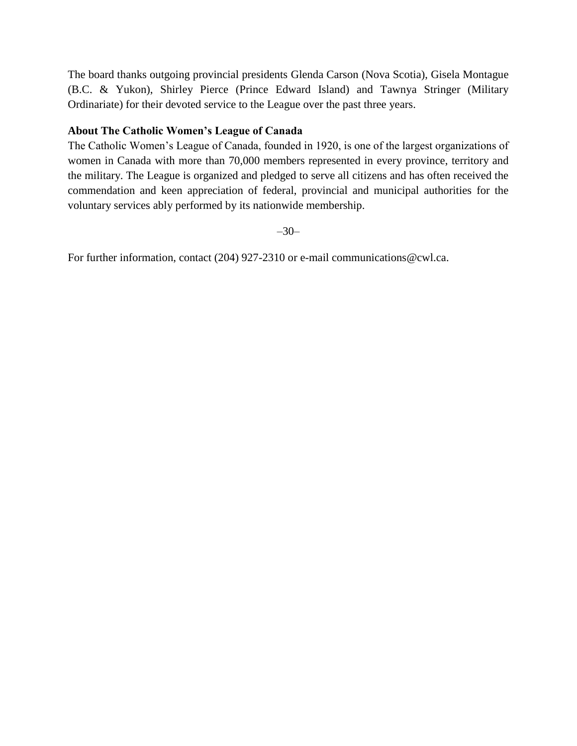The board thanks outgoing provincial presidents Glenda Carson (Nova Scotia), Gisela Montague (B.C. & Yukon), Shirley Pierce (Prince Edward Island) and Tawnya Stringer (Military Ordinariate) for their devoted service to the League over the past three years.

**About The Catholic Women's League of Canada**

The Catholic Women's League of Canada, founded in 1920, is one of the largest organizations of women in Canada with more than 70,000 members represented in every province, territory and the military. The League is organized and pledged to serve all citizens and has often received the commendation and keen appreciation of federal, provincial and municipal authorities for the voluntary services ably performed by its nationwide membership.

–30–

For further information, contact (204) 927-2310 or e-mail communications@cwl.ca.